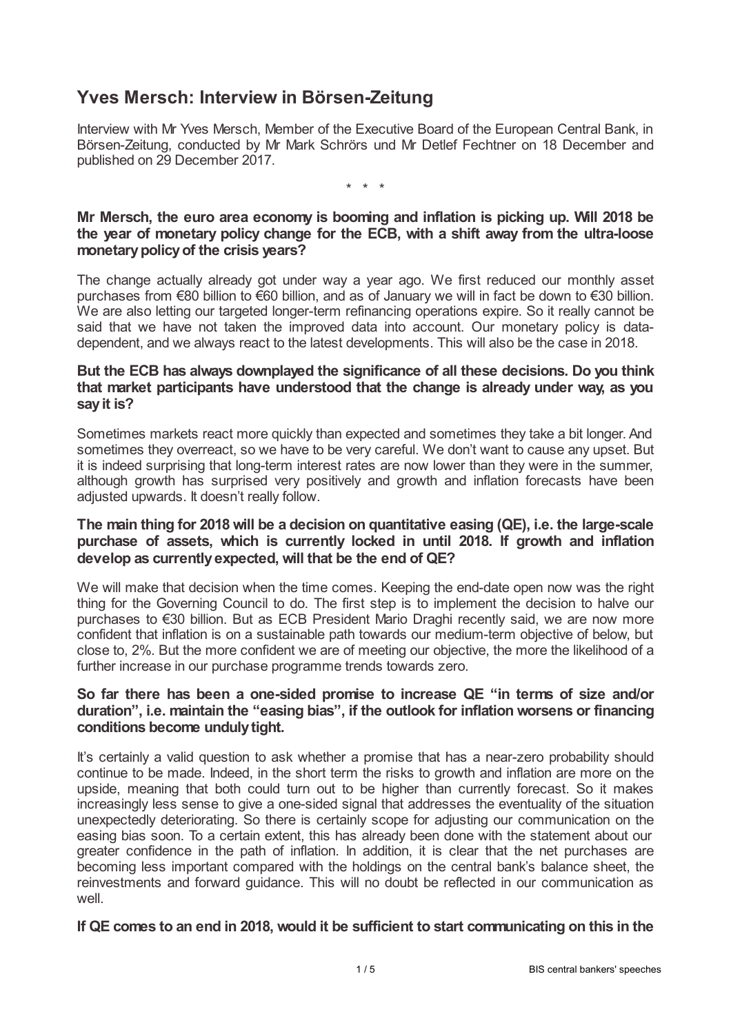# Yves Mersch: Interview in Börsen-Zeitung

Interview with Mr Yves Mersch, Member of the Executive Board of the European Central Bank, in Börsen-Zeitung, conducted by Mr Mark Schrörs und Mr Detlef Fechtner on 18 December and published on 29 December 2017.

\* \* \*

**Mr Mersch, the euro area economy is booming and inflation is picking up. Will 2018 be the year of monetary policy change for the ECB, with a shift away from the ultra-loose monetary policy of the crisis years?**

The change actually already got under way a year ago. We first reduced our monthly asset purchases from €80 billion to €60 billion, and as of January we will in fact be down to €30 billion. We are also letting our targeted longer-term refinancing operations expire. So it really cannot be said that we have not taken the improved data into account. Our monetary policy is data-dependent, and we always react to the latest developments. This will also be the case in 2018.

**But the ECB has always downplayed the significance of all these decisions. Do you think that market participants have understood that the change is already under way, as you say it is?**

Sometimes markets react more quickly than expected and sometimes they take a bit longer. And sometimes they overreact, so we have to be very careful. We don't want to cause any upset. But it is indeed surprising that long-term interest rates are now lower than they were in the summer, although growth has surprised very positively and growth and inflation forecasts have been adjusted upwards. It doesn't really follow.

**The main thing for 2018 will be a decision on quantitative easing (QE), i.e. the large-scale purchase of assets, which is currently locked in until 2018. If growth and inflation develop as currently expected, will that be the end of QE?**

We will make that decision when the time comes. Keeping the end-date open now was the right thing for the Governing Council to do. The first step is to implement the decision to halve our purchases to €30 billion. But as ECB President Mario Draghi recently said, we are now more confident that inflation is on a sustainable path towards our medium-term objective of below, but close to, 2%. But the more confident we are of meeting our objective, the more the likelihood of a further increase in our purchase programme trends towards zero.

**So far there has been a one-sided promise to increase QE "in terms of size and/or duration", i.e. maintain the "easing bias", if the outlook for inflation worsens or financing conditions become unduly tight.**

It's certainly a valid question to ask whether a promise that has a near-zero probability should continue to be made. Indeed, in the short term the risks to growth and inflation are more on the upside, meaning that both could turn out to be higher than currently forecast. So it makes increasingly less sense to give a one-sided signal that addresses the eventuality of the situation unexpectedly deteriorating. So there is certainly scope for adjusting our communication on the easing bias soon. To a certain extent, this has already been done with the statement about our greater confidence in the path of inflation. In addition, it is clear that the net purchases are becoming less important compared with the holdings on the central bank's balance sheet, the reinvestments and forward guidance. This will no doubt be reflected in our communication as well.

**If QE comes to an end in 2018, would it be sufficient to start communicating on this in the**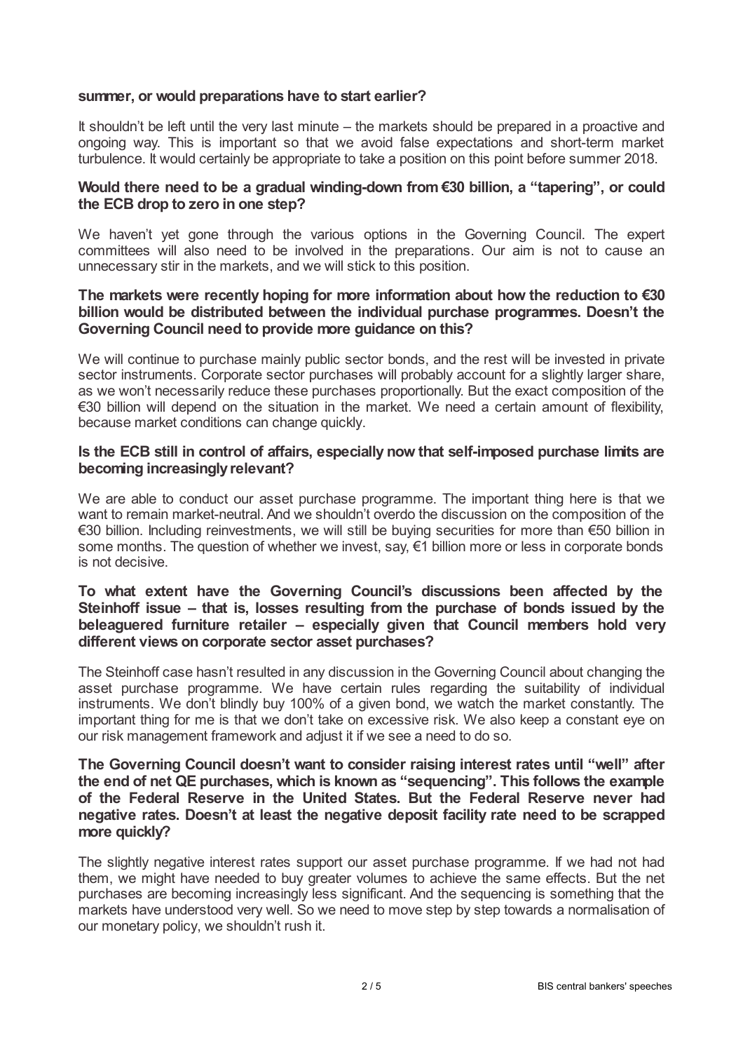**summer, or would preparations have to start earlier?**

It shouldn't be left until the very last minute – the markets should be prepared in a proactive and ongoing way. This is important so that we avoid false expectations and short-term market turbulence. It would certainly be appropriate to take a position on this point before summer 2018.

**Would there need to be a gradual winding-down from €30 billion, a "tapering", or could the ECB drop to zero in one step?**

We haven't yet gone through the various options in the Governing Council. The expert committees will also need to be involved in the preparations. Our aim is not to cause an unnecessary stir in the markets, and we will stick to this position.

**The markets were recently hoping for more information about how the reduction to €30 billion would be distributed between the individual purchase programmes. Doesn't the Governing Council need to provide more guidance on this?**

We will continue to purchase mainly public sector bonds, and the rest will be invested in private sector instruments. Corporate sector purchases will probably account for a slightly larger share, as we won't necessarily reduce these purchases proportionally. But the exact composition of the €30 billion will depend on the situation in the market. We need a certain amount of flexibility, because market conditions can change quickly.

**Is the ECB still in control of affairs, especially now that self-imposed purchase limits are becoming increasingly relevant?**

We are able to conduct our asset purchase programme. The important thing here is that we want to remain market-neutral. And we shouldn't overdo the discussion on the composition of the €30 billion. Including reinvestments, we will still be buying securities for more than €50 billion in some months. The question of whether we invest, say, €1 billion more or less in corporate bonds is not decisive.

**To what extent have the Governing Council's discussions been affected by the Steinhoff issue – that is, losses resulting from the purchase of bonds issued by the beleaguered furniture retailer – especially given that Council members hold very different views on corporate sector asset purchases?**

The Steinhoff case hasn't resulted in any discussion in the Governing Council about changing the asset purchase programme. We have certain rules regarding the suitability of individual instruments. We don't blindly buy 100% of a given bond, we watch the market constantly. The important thing for me is that we don't take on excessive risk. We also keep a constant eye on our risk management framework and adjust it if we see a need to do so.

**The Governing Council doesn't want to consider raising interest rates until "well" after the end of net QE purchases, which is known as "sequencing". This follows the example of the Federal Reserve in the United States. But the Federal Reserve never had negative rates. Doesn't at least the negative deposit facility rate need to be scrapped more quickly?**

The slightly negative interest rates support our asset purchase programme. If we had not had them, we might have needed to buy greater volumes to achieve the same effects. But the net purchases are becoming increasingly less significant. And the sequencing is something that the markets have understood very well. So we need to move step by step towards a normalisation of our monetary policy, we shouldn't rush it.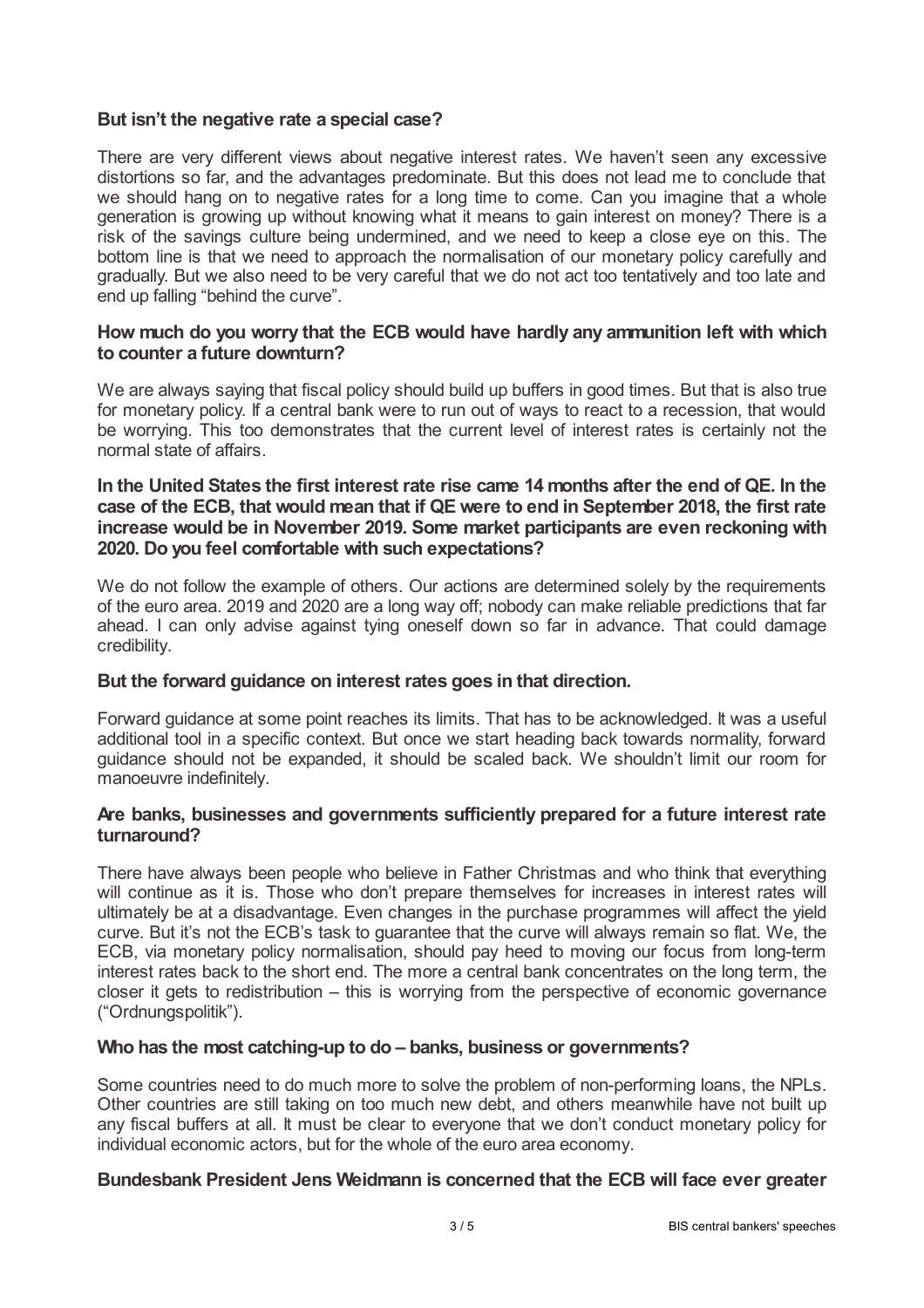**But isn't the negative rate a special case?**

There are very different views about negative interest rates. We haven't seen any excessive distortions so far, and the advantages predominate. But this does not lead me to conclude that we should hang on to negative rates for a long time to come. Can you imagine that a whole generation is growing up without knowing what it means to gain interest on money? There is a risk of the savings culture being undermined, and we need to keep a close eye on this. The bottom line is that we need to approach the normalisation of our monetary policy carefully and gradually. But we also need to be very careful that we do not act too tentatively and too late and end up falling "behind the curve".

**How much do you worry that the ECB would have hardly any ammunition left with which to counter a future downturn?**

We are always saying that fiscal policy should build up buffers in good times. But that is also true for monetary policy. If a central bank were to run out of ways to react to a recession, that would be worrying. This too demonstrates that the current level of interest rates is certainly not the normal state of affairs.

**In the United States the first interest rate rise came 14 months after the end of QE. In the case of the ECB, that would mean that if QE were to end in September 2018, the first rate increase would be in November 2019. Some market participants are even reckoning with 2020. Do you feel comfortable with such expectations?**

We do not follow the example of others. Our actions are determined solely by the requirements of the euro area. 2019 and 2020 are a long way off; nobody can make reliable predictions that far ahead. I can only advise against tying oneself down so far in advance. That could damage credibility.

**But the forward guidance on interest rates goes in that direction.**

Forward guidance at some point reaches its limits. That has to be acknowledged. It was a useful additional tool in a specific context. But once we start heading back towards normality, forward guidance should not be expanded, it should be scaled back. We shouldn't limit our room for manoeuvre indefinitely.

**Are banks, businesses and governments sufficiently prepared for a future interest rate turnaround?**

There have always been people who believe in Father Christmas and who think that everything will continue as it is. Those who don't prepare themselves for increases in interest rates will ultimately be at a disadvantage. Even changes in the purchase programmes will affect the yield curve. But it's not the ECB's task to guarantee that the curve will always remain so flat. We, the ECB, via monetary policy normalisation, should pay heed to moving our focus from long-term interest rates back to the short end. The more a central bank concentrates on the long term, the closer it gets to redistribution – this is worrying from the perspective of economic governance ("Ordnungspolitik").

**Who has the most catching-up to do – banks, business or governments?**

Some countries need to do much more to solve the problem of non-performing loans, the NPLs. Other countries are still taking on too much new debt, and others meanwhile have not built up any fiscal buffers at all. It must be clear to everyone that we don't conduct monetary policy for individual economic actors, but for the whole of the euro area economy.

**Bundesbank President Jens Weidmann is concerned that the ECB will face ever greater**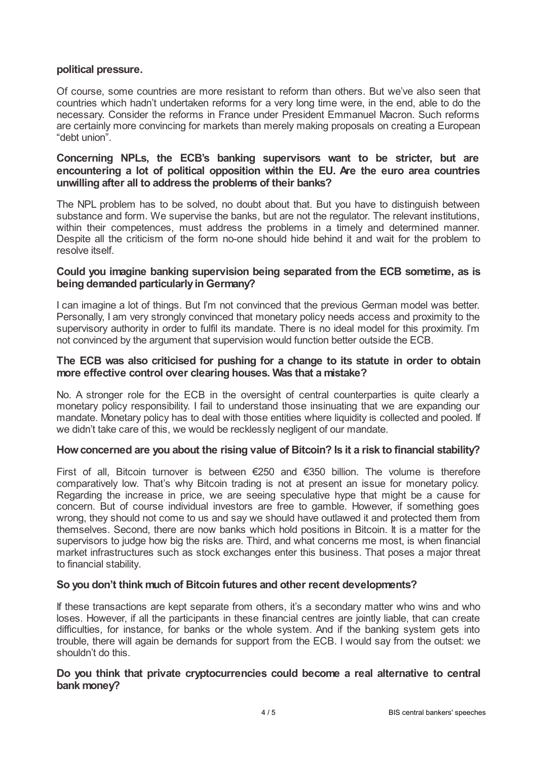**political pressure.**

Of course, some countries are more resistant to reform than others. But we've also seen that countries which hadn't undertaken reforms for a very long time were, in the end, able to do the necessary. Consider the reforms in France under President Emmanuel Macron. Such reforms are certainly more convincing for markets than merely making proposals on creating a European "debt union".

**Concerning NPLs, the ECB's banking supervisors want to be stricter, but are encountering a lot of political opposition within the EU. Are the euro area countries unwilling after all to address the problems of their banks?**

The NPL problem has to be solved, no doubt about that. But you have to distinguish between substance and form. We supervise the banks, but are not the regulator. The relevant institutions, within their competences, must address the problems in a timely and determined manner. Despite all the criticism of the form no-one should hide behind it and wait for the problem to resolve itself.

**Could you imagine banking supervision being separated from the ECB sometime, as is being demanded particularly in Germany?**

I can imagine a lot of things. But I'm not convinced that the previous German model was better. Personally, I am very strongly convinced that monetary policy needs access and proximity to the supervisory authority in order to fulfil its mandate. There is no ideal model for this proximity. I'm not convinced by the argument that supervision would function better outside the ECB.

**The ECB was also criticised for pushing for a change to its statute in order to obtain more effective control over clearing houses. Was that a mistake?**

No. A stronger role for the ECB in the oversight of central counterparties is quite clearly a monetary policy responsibility. I fail to understand those insinuating that we are expanding our mandate. Monetary policy has to deal with those entities where liquidity is collected and pooled. If we didn't take care of this, we would be recklessly negligent of our mandate.

**How concerned are you about the rising value of Bitcoin? Is it a risk to financial stability?**

First of all, Bitcoin turnover is between €250 and €350 billion. The volume is therefore comparatively low. That's why Bitcoin trading is not at present an issue for monetary policy. Regarding the increase in price, we are seeing speculative hype that might be a cause for concern. But of course individual investors are free to gamble. However, if something goes wrong, they should not come to us and say we should have outlawed it and protected them from themselves. Second, there are now banks which hold positions in Bitcoin. It is a matter for the supervisors to judge how big the risks are. Third, and what concerns me most, is when financial market infrastructures such as stock exchanges enter this business. That poses a major threat to financial stability.

**So you don't think much of Bitcoin futures and other recent developments?**

If these transactions are kept separate from others, it's a secondary matter who wins and who loses. However, if all the participants in these financial centres are jointly liable, that can create difficulties, for instance, for banks or the whole system. And if the banking system gets into trouble, there will again be demands for support from the ECB. I would say from the outset: we shouldn't do this.

**Do you think that private cryptocurrencies could become a real alternative to central bank money?**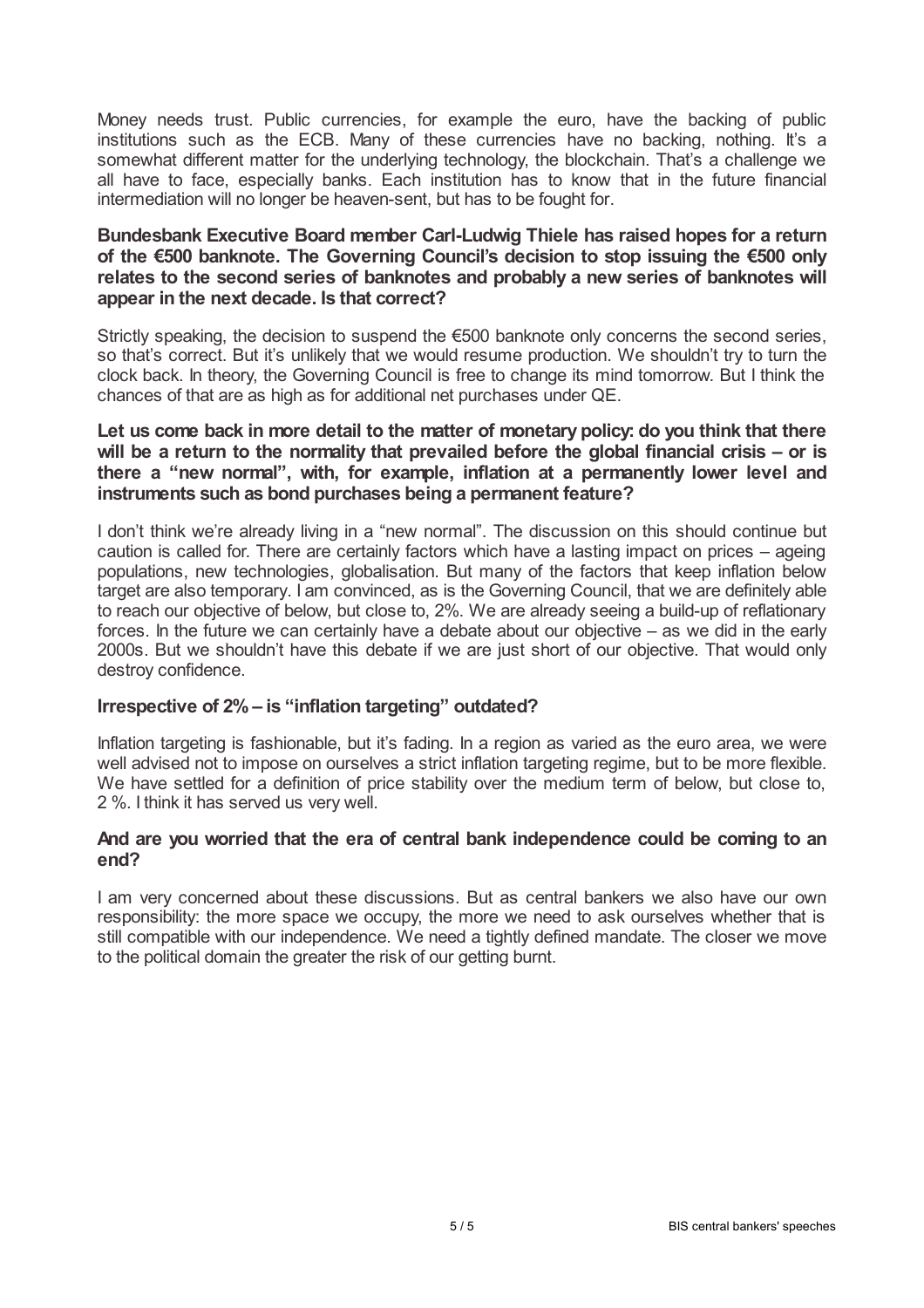Money needs trust. Public currencies, for example the euro, have the backing of public institutions such as the ECB. Many of these currencies have no backing, nothing. It's a somewhat different matter for the underlying technology, the blockchain. That's a challenge we all have to face, especially banks. Each institution has to know that in the future financial intermediation will no longer be heaven-sent, but has to be fought for.

**Bundesbank Executive Board member Carl-Ludwig Thiele has raised hopes for a return of the €500 banknote. The Governing Council's decision to stop issuing the €500 only relates to the second series of banknotes and probably a new series of banknotes will appear in the next decade. Is that correct?**

Strictly speaking, the decision to suspend the €500 banknote only concerns the second series, so that's correct. But it's unlikely that we would resume production. We shouldn't try to turn the clock back. In theory, the Governing Council is free to change its mind tomorrow. But I think the chances of that are as high as for additional net purchases under QE.

**Let us come back in more detail to the matter of monetary policy: do you think that there will be a return to the normality that prevailed before the global financial crisis – or is there a "new normal", with, for example, inflation at a permanently lower level and instruments such as bond purchases being a permanent feature?**

I don't think we're already living in a "new normal". The discussion on this should continue but caution is called for. There are certainly factors which have a lasting impact on prices – ageing populations, new technologies, globalisation. But many of the factors that keep inflation below target are also temporary. I am convinced, as is the Governing Council, that we are definitely able to reach our objective of below, but close to, 2%. We are already seeing a build-up of reflationary forces. In the future we can certainly have a debate about our objective – as we did in the early 2000s. But we shouldn't have this debate if we are just short of our objective. That would only destroy confidence.

**Irrespective of 2% – is "inflation targeting" outdated?**

Inflation targeting is fashionable, but it's fading. In a region as varied as the euro area, we were well advised not to impose on ourselves a strict inflation targeting regime, but to be more flexible. We have settled for a definition of price stability over the medium term of below, but close to, 2 %. I think it has served us very well.

**And are you worried that the era of central bank independence could be coming to an end?**

I am very concerned about these discussions. But as central bankers we also have our own responsibility: the more space we occupy, the more we need to ask ourselves whether that is still compatible with our independence. We need a tightly defined mandate. The closer we move to the political domain the greater the risk of our getting burnt.